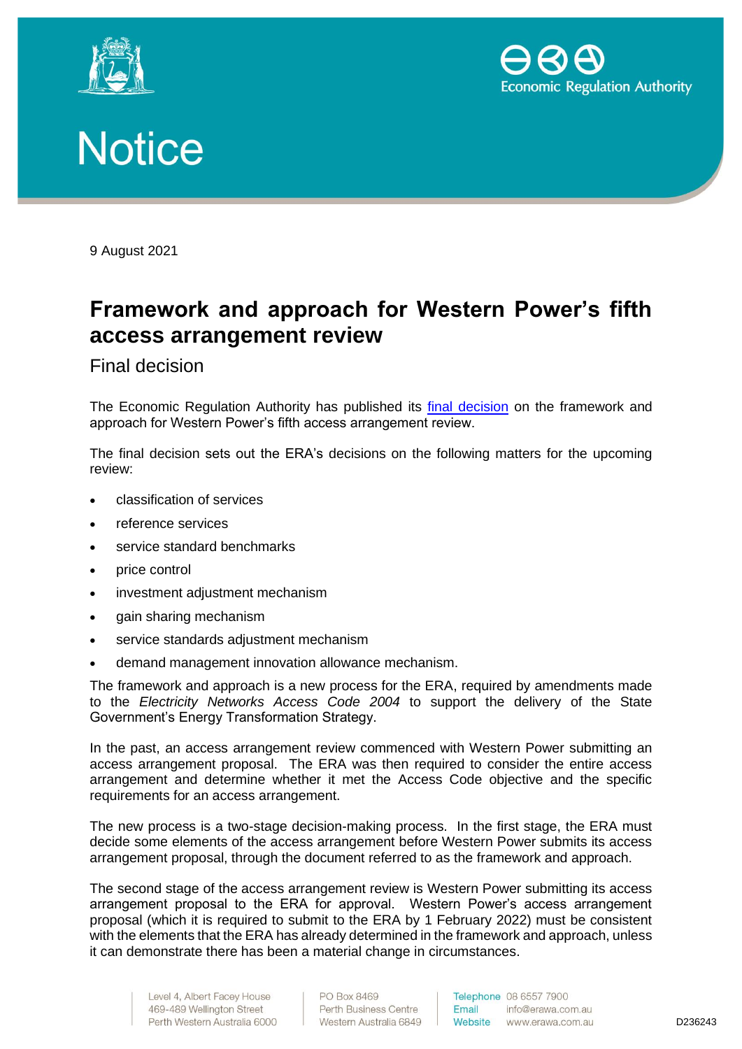# Notice

9 August 2021

## Framework and approach for Western Power's fifth access arrangement review

### Final decision

The Economic Regulation Authority has published its [final decision]() on the framework and approach for Western Power's fifth access arrangement review.

The final decision sets out the ERA's decisions on the following matters for the upcoming review:

- classification of services
- reference services
- service standard benchmarks
- price control
- investment adjustment mechanism
- gain sharing mechanism
- service standards adjustment mechanism
- demand management innovation allowance mechanism.

The framework and approach is a new process for the ERA, required by amendments made to the *Electricity Networks Access Code 2004* to support the delivery of the State Government's Energy Transformation Strategy.

In the past, an access arrangement review commenced with Western Power submitting an access arrangement proposal. The ERA was then required to consider the entire access arrangement and determine whether it met the Access Code objective and the specific requirements for an access arrangement.

The new process is a two-stage decision-making process. In the first stage, the ERA must decide some elements of the access arrangement before Western Power submits its access arrangement proposal, through the document referred to as the framework and approach.

The second stage of the access arrangement review is Western Power submitting its access arrangement proposal to the ERA for approval. Western Power's access arrangement proposal (which it is required to submit to the ERA by 1 February 2022) must be consistent with the elements that the ERA has already determined in the framework and approach, unless it can demonstrate there has been a material change in circumstances.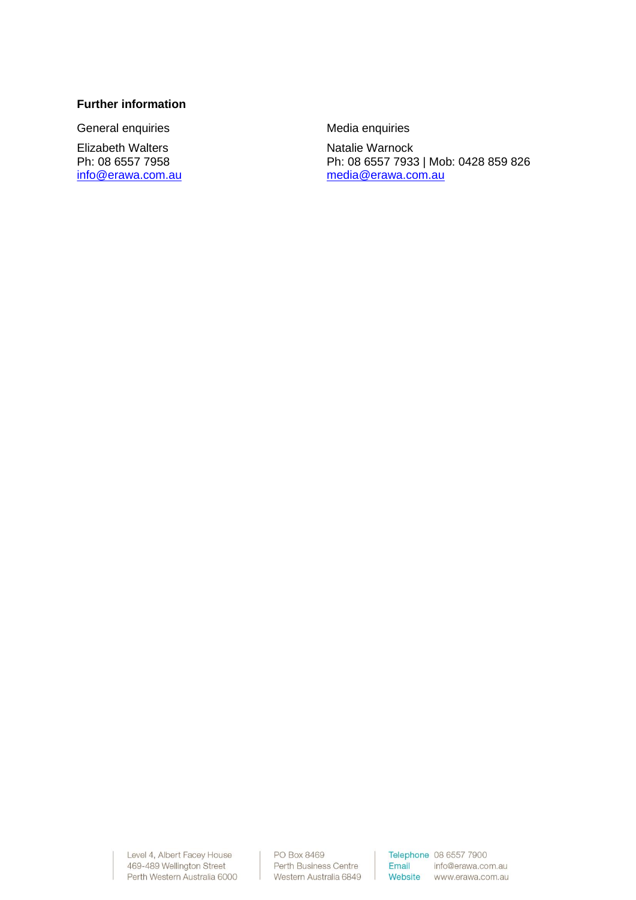**Further information**

General enquiries

Elizabeth Walters
Ph: 08 6557 7958
info@erawa.com.au

Media enquiries

Natalie Warnock
Ph: 08 6557 7933 | Mob: 0428 859 826
media@erawa.com.au